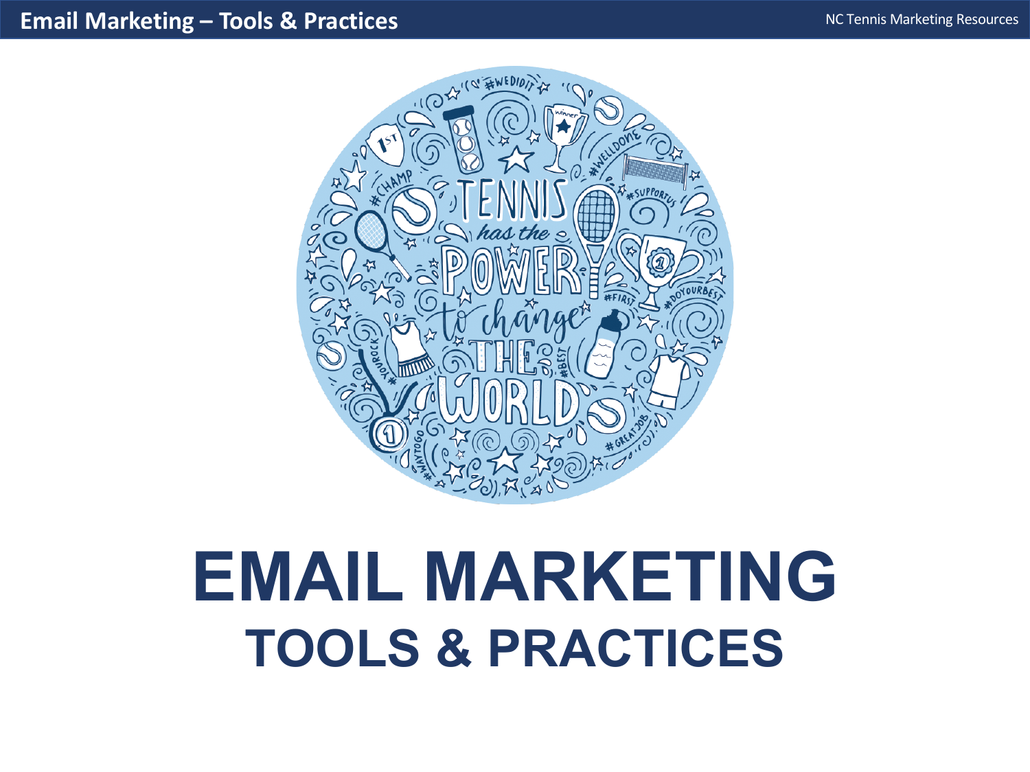# EMAIL MARKETING

## TOOLS & PRACTICES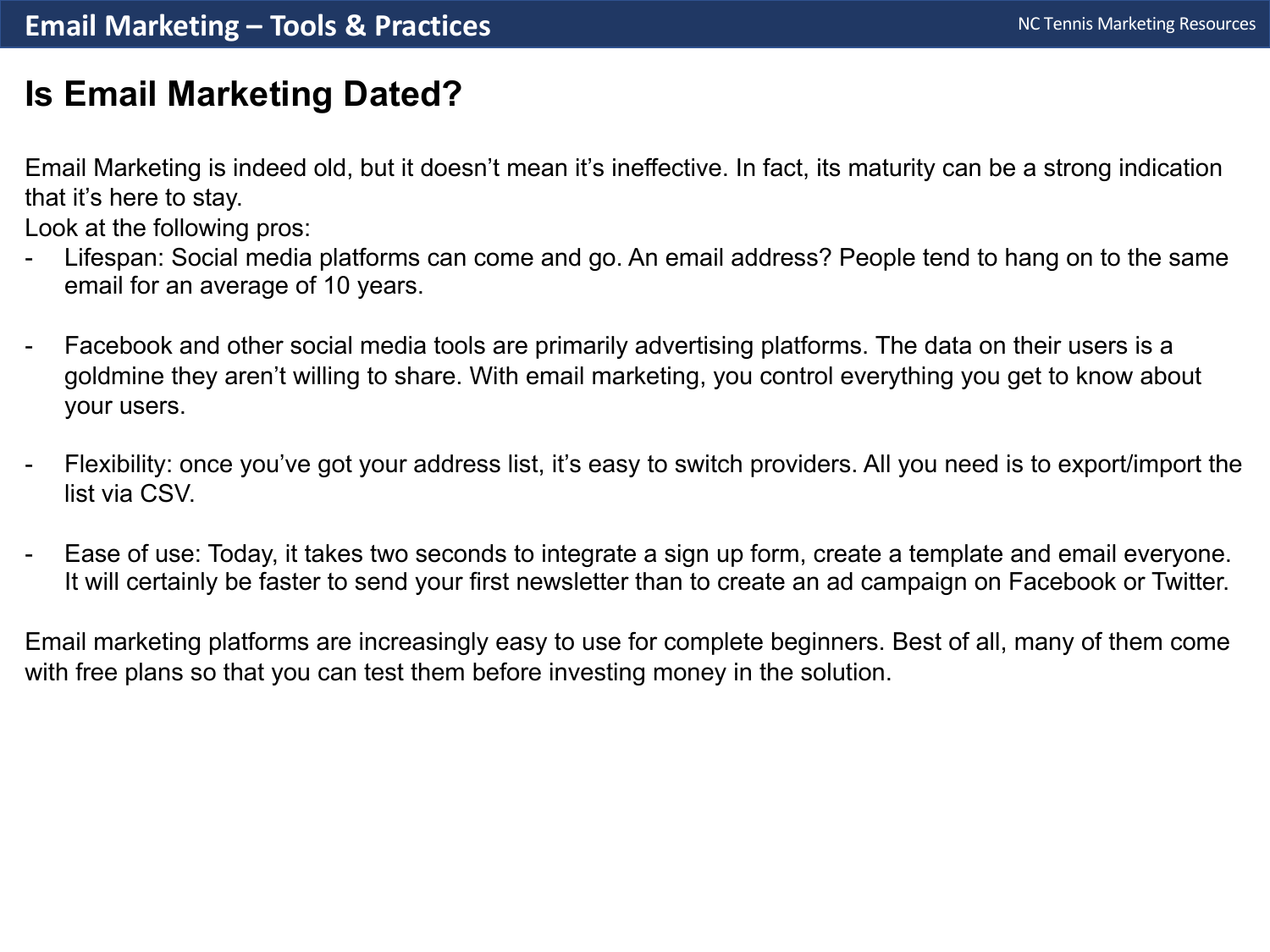# Is Email Marketing Dated?

Email Marketing is indeed old, but it doesn't mean it's ineffective. In fact, its maturity can be a strong indication that it's here to stay.
Look at the following pros:

- Lifespan: Social media platforms can come and go. An email address? People tend to hang on to the same email for an average of 10 years.

- Facebook and other social media tools are primarily advertising platforms. The data on their users is a goldmine they aren't willing to share. With email marketing, you control everything you get to know about your users.

- Flexibility: once you've got your address list, it's easy to switch providers. All you need is to export/import the list via CSV.

- Ease of use: Today, it takes two seconds to integrate a sign up form, create a template and email everyone. It will certainly be faster to send your first newsletter than to create an ad campaign on Facebook or Twitter.

Email marketing platforms are increasingly easy to use for complete beginners. Best of all, many of them come with free plans so that you can test them before investing money in the solution.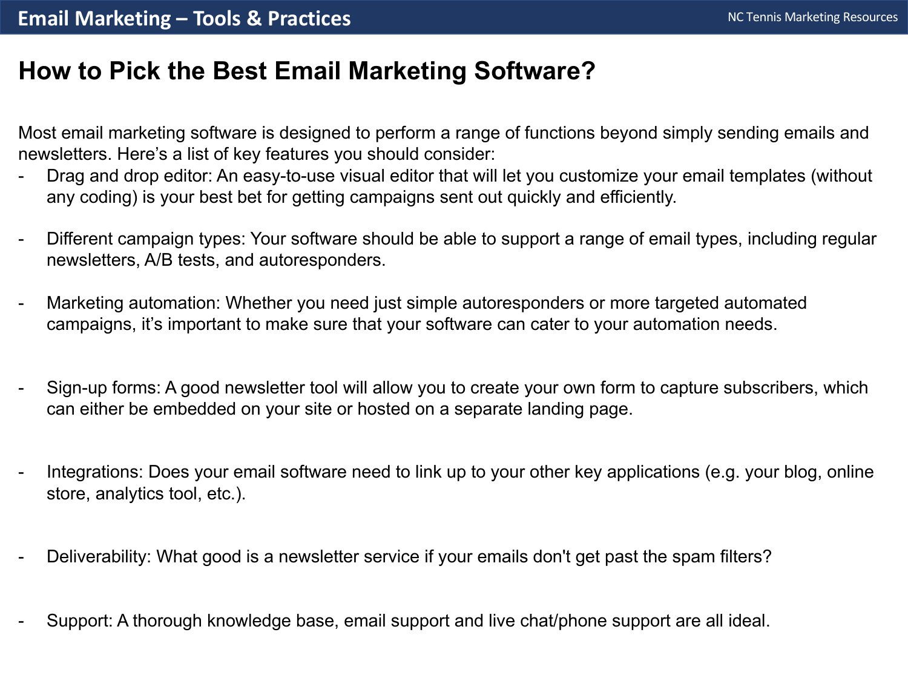# How to Pick the Best Email Marketing Software?

Most email marketing software is designed to perform a range of functions beyond simply sending emails and newsletters. Here’s a list of key features you should consider:

- Drag and drop editor: An easy-to-use visual editor that will let you customize your email templates (without any coding) is your best bet for getting campaigns sent out quickly and efficiently.

- Different campaign types: Your software should be able to support a range of email types, including regular newsletters, A/B tests, and autoresponders.

- Marketing automation: Whether you need just simple autoresponders or more targeted automated campaigns, it’s important to make sure that your software can cater to your automation needs.

- Sign-up forms: A good newsletter tool will allow you to create your own form to capture subscribers, which can either be embedded on your site or hosted on a separate landing page.

- Integrations: Does your email software need to link up to your other key applications (e.g. your blog, online store, analytics tool, etc.).

- Deliverability: What good is a newsletter service if your emails don't get past the spam filters?

- Support: A thorough knowledge base, email support and live chat/phone support are all ideal.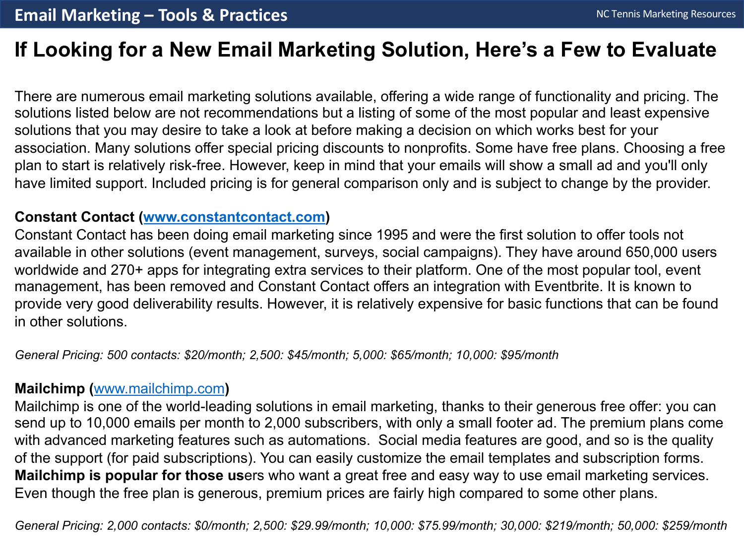# If Looking for a New Email Marketing Solution, Here's a Few to Evaluate

There are numerous email marketing solutions available, offering a wide range of functionality and pricing. The solutions listed below are not recommendations but a listing of some of the most popular and least expensive solutions that you may desire to take a look at before making a decision on which works best for your association. Many solutions offer special pricing discounts to nonprofits. Some have free plans. Choosing a free plan to start is relatively risk-free. However, keep in mind that your emails will show a small ad and you'll only have limited support. Included pricing is for general comparison only and is subject to change by the provider.

**Constant Contact ([www.constantcontact.com](http://www.constantcontact.com))**
Constant Contact has been doing email marketing since 1995 and were the first solution to offer tools not available in other solutions (event management, surveys, social campaigns). They have around 650,000 users worldwide and 270+ apps for integrating extra services to their platform. One of the most popular tool, event management, has been removed and Constant Contact offers an integration with Eventbrite. It is known to provide very good deliverability results. However, it is relatively expensive for basic functions that can be found in other solutions.

*General Pricing: 500 contacts: $20/month; 2,500: $45/month; 5,000: $65/month; 10,000: $95/month*

**Mailchimp ([www.mailchimp.com](http://www.mailchimp.com))**
Mailchimp is one of the world-leading solutions in email marketing, thanks to their generous free offer: you can send up to 10,000 emails per month to 2,000 subscribers, with only a small footer ad. The premium plans come with advanced marketing features such as automations. Social media features are good, and so is the quality of the support (for paid subscriptions). You can easily customize the email templates and subscription forms. **Mailchimp is popular for those us**ers who want a great free and easy way to use email marketing services. Even though the free plan is generous, premium prices are fairly high compared to some other plans.

*General Pricing: 2,000 contacts: $0/month; 2,500: $29.99/month; 10,000: $75.99/month; 30,000: $219/month; 50,000: $259/month*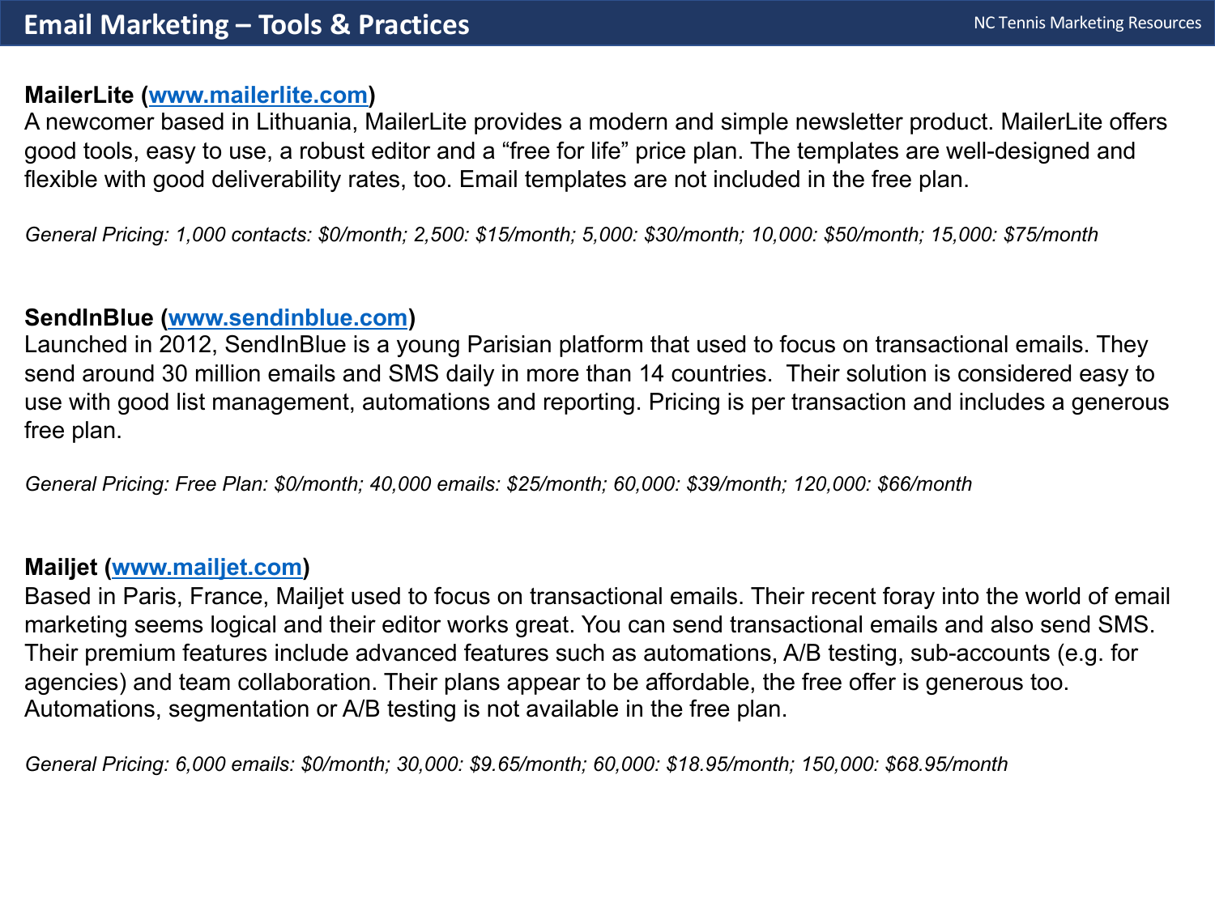# Email Marketing – Tools & Practices

**MailerLite (www.mailerlite.com)**
A newcomer based in Lithuania, MailerLite provides a modern and simple newsletter product. MailerLite offers good tools, easy to use, a robust editor and a "free for life" price plan. The templates are well-designed and flexible with good deliverability rates, too. Email templates are not included in the free plan.

*General Pricing: 1,000 contacts: $0/month; 2,500: $15/month; 5,000: $30/month; 10,000: $50/month; 15,000: $75/month*

**SendInBlue (www.sendinblue.com)**
Launched in 2012, SendInBlue is a young Parisian platform that used to focus on transactional emails. They send around 30 million emails and SMS daily in more than 14 countries. Their solution is considered easy to use with good list management, automations and reporting. Pricing is per transaction and includes a generous free plan.

*General Pricing: Free Plan: $0/month; 40,000 emails: $25/month; 60,000: $39/month; 120,000: $66/month*

**Mailjet (www.mailjet.com)**
Based in Paris, France, Mailjet used to focus on transactional emails. Their recent foray into the world of email marketing seems logical and their editor works great. You can send transactional emails and also send SMS. Their premium features include advanced features such as automations, A/B testing, sub-accounts (e.g. for agencies) and team collaboration. Their plans appear to be affordable, the free offer is generous too. Automations, segmentation or A/B testing is not available in the free plan.

*General Pricing: 6,000 emails: $0/month; 30,000: $9.65/month; 60,000: $18.95/month; 150,000: $68.95/month*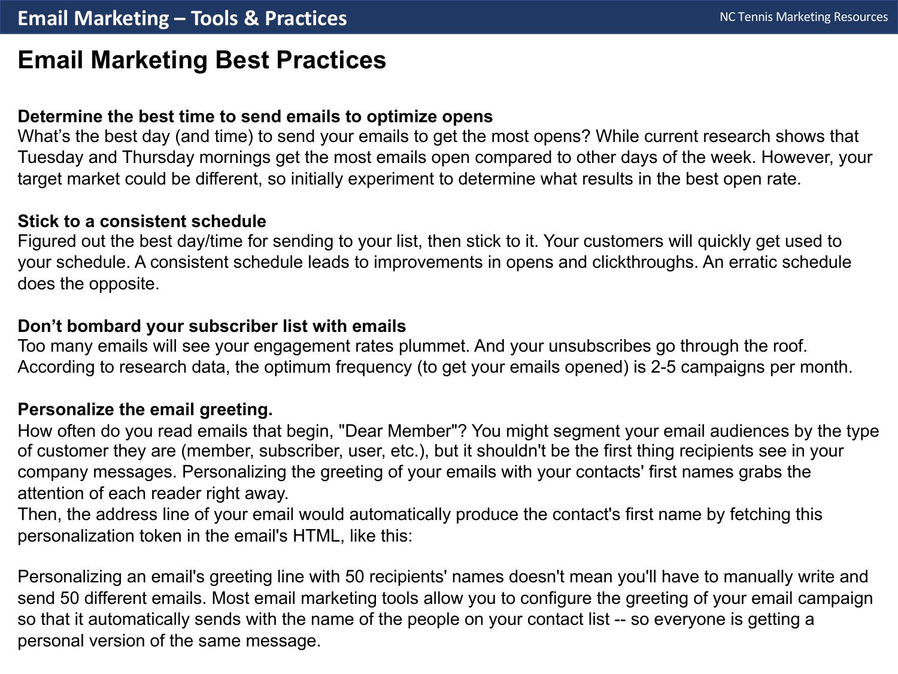# Email Marketing Best Practices

**Determine the best time to send emails to optimize opens**

What's the best day (and time) to send your emails to get the most opens? While current research shows that Tuesday and Thursday mornings get the most emails open compared to other days of the week. However, your target market could be different, so initially experiment to determine what results in the best open rate.

**Stick to a consistent schedule**

Figured out the best day/time for sending to your list, then stick to it. Your customers will quickly get used to your schedule. A consistent schedule leads to improvements in opens and clickthroughs. An erratic schedule does the opposite.

**Don't bombard your subscriber list with emails**

Too many emails will see your engagement rates plummet. And your unsubscribes go through the roof. According to research data, the optimum frequency (to get your emails opened) is 2-5 campaigns per month.

**Personalize the email greeting.**

How often do you read emails that begin, "Dear Member"? You might segment your email audiences by the type of customer they are (member, subscriber, user, etc.), but it shouldn't be the first thing recipients see in your company messages. Personalizing the greeting of your emails with your contacts' first names grabs the attention of each reader right away.

Then, the address line of your email would automatically produce the contact's first name by fetching this personalization token in the email's HTML, like this:

Personalizing an email's greeting line with 50 recipients' names doesn't mean you'll have to manually write and send 50 different emails. Most email marketing tools allow you to configure the greeting of your email campaign so that it automatically sends with the name of the people on your contact list -- so everyone is getting a personal version of the same message.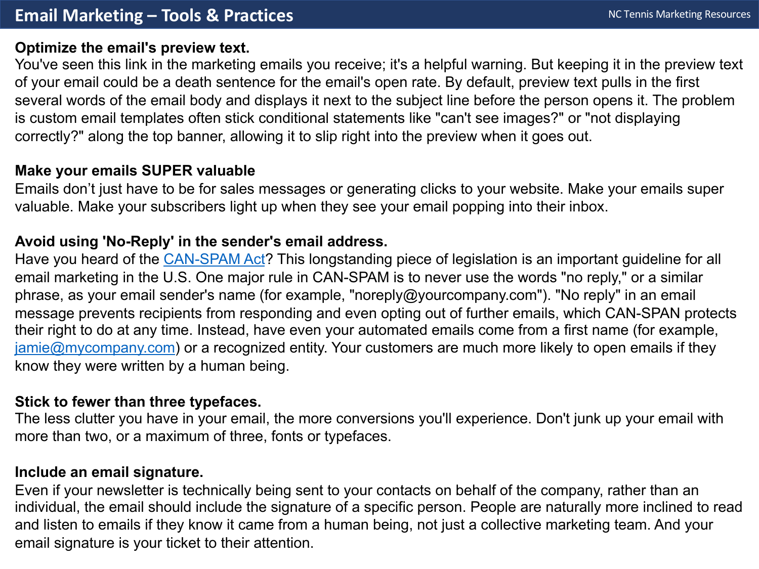# Email Marketing – Tools & Practices

**Optimize the email's preview text.**
You've seen this link in the marketing emails you receive; it's a helpful warning. But keeping it in the preview text of your email could be a death sentence for the email's open rate. By default, preview text pulls in the first several words of the email body and displays it next to the subject line before the person opens it. The problem is custom email templates often stick conditional statements like "can't see images?" or "not displaying correctly?" along the top banner, allowing it to slip right into the preview when it goes out.

**Make your emails SUPER valuable**
Emails don't just have to be for sales messages or generating clicks to your website. Make your emails super valuable. Make your subscribers light up when they see your email popping into their inbox.

**Avoid using 'No-Reply' in the sender's email address.**
Have you heard of the CAN-SPAM Act? This longstanding piece of legislation is an important guideline for all email marketing in the U.S. One major rule in CAN-SPAM is to never use the words "no reply," or a similar phrase, as your email sender's name (for example, "noreply@yourcompany.com"). "No reply" in an email message prevents recipients from responding and even opting out of further emails, which CAN-SPAN protects their right to do at any time. Instead, have even your automated emails come from a first name (for example, jamie@mycompany.com) or a recognized entity. Your customers are much more likely to open emails if they know they were written by a human being.

**Stick to fewer than three typefaces.**
The less clutter you have in your email, the more conversions you'll experience. Don't junk up your email with more than two, or a maximum of three, fonts or typefaces.

**Include an email signature.**
Even if your newsletter is technically being sent to your contacts on behalf of the company, rather than an individual, the email should include the signature of a specific person. People are naturally more inclined to read and listen to emails if they know it came from a human being, not just a collective marketing team. And your email signature is your ticket to their attention.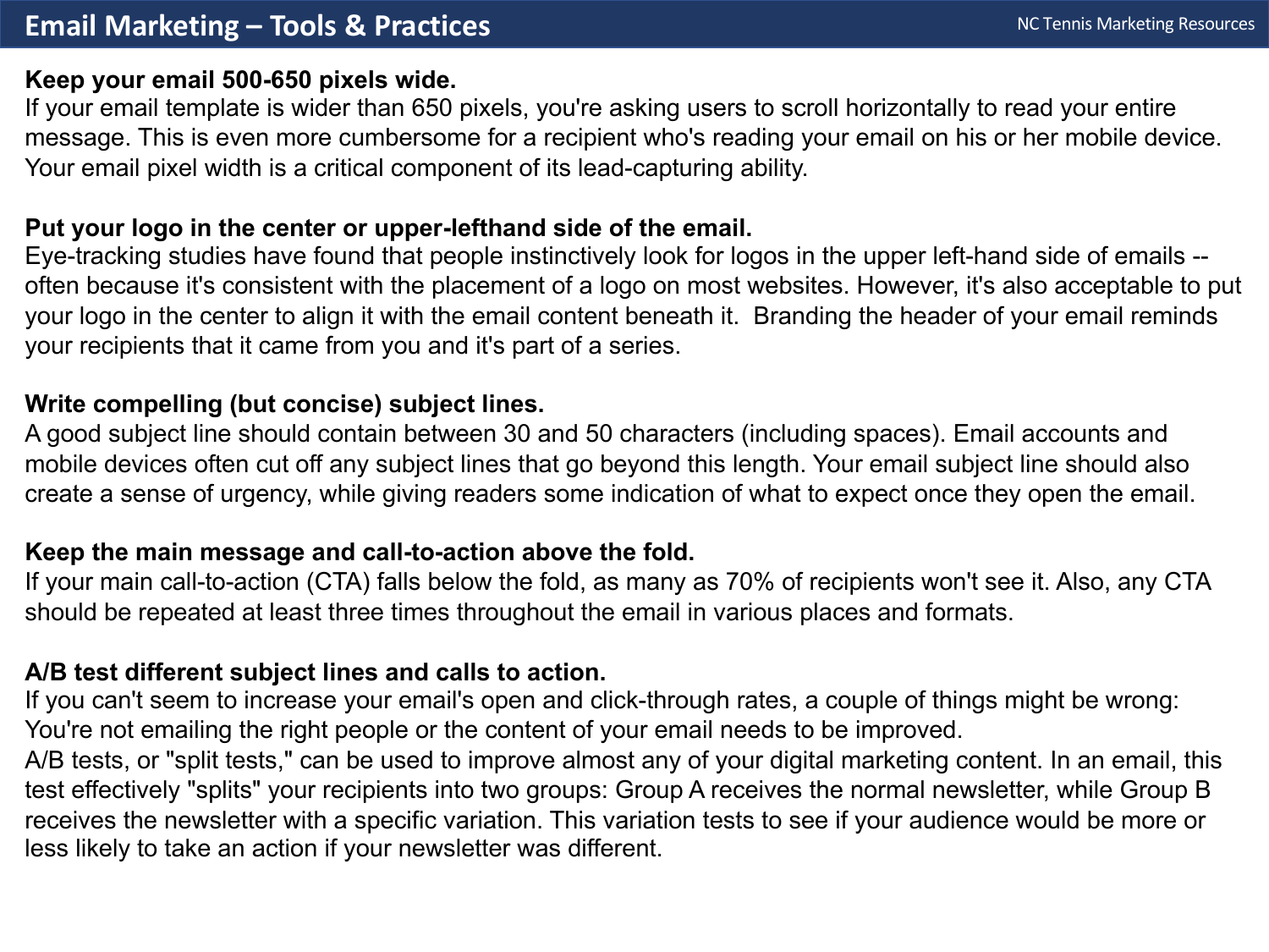# Email Marketing – Tools & Practices

**Keep your email 500-650 pixels wide.**
If your email template is wider than 650 pixels, you're asking users to scroll horizontally to read your entire message. This is even more cumbersome for a recipient who's reading your email on his or her mobile device. Your email pixel width is a critical component of its lead-capturing ability.

**Put your logo in the center or upper-lefthand side of the email.**
Eye-tracking studies have found that people instinctively look for logos in the upper left-hand side of emails -- often because it's consistent with the placement of a logo on most websites. However, it's also acceptable to put your logo in the center to align it with the email content beneath it. Branding the header of your email reminds your recipients that it came from you and it's part of a series.

**Write compelling (but concise) subject lines.**
A good subject line should contain between 30 and 50 characters (including spaces). Email accounts and mobile devices often cut off any subject lines that go beyond this length. Your email subject line should also create a sense of urgency, while giving readers some indication of what to expect once they open the email.

**Keep the main message and call-to-action above the fold.**
If your main call-to-action (CTA) falls below the fold, as many as 70% of recipients won't see it. Also, any CTA should be repeated at least three times throughout the email in various places and formats.

**A/B test different subject lines and calls to action.**
If you can't seem to increase your email's open and click-through rates, a couple of things might be wrong: You're not emailing the right people or the content of your email needs to be improved.
A/B tests, or "split tests," can be used to improve almost any of your digital marketing content. In an email, this test effectively "splits" your recipients into two groups: Group A receives the normal newsletter, while Group B receives the newsletter with a specific variation. This variation tests to see if your audience would be more or less likely to take an action if your newsletter was different.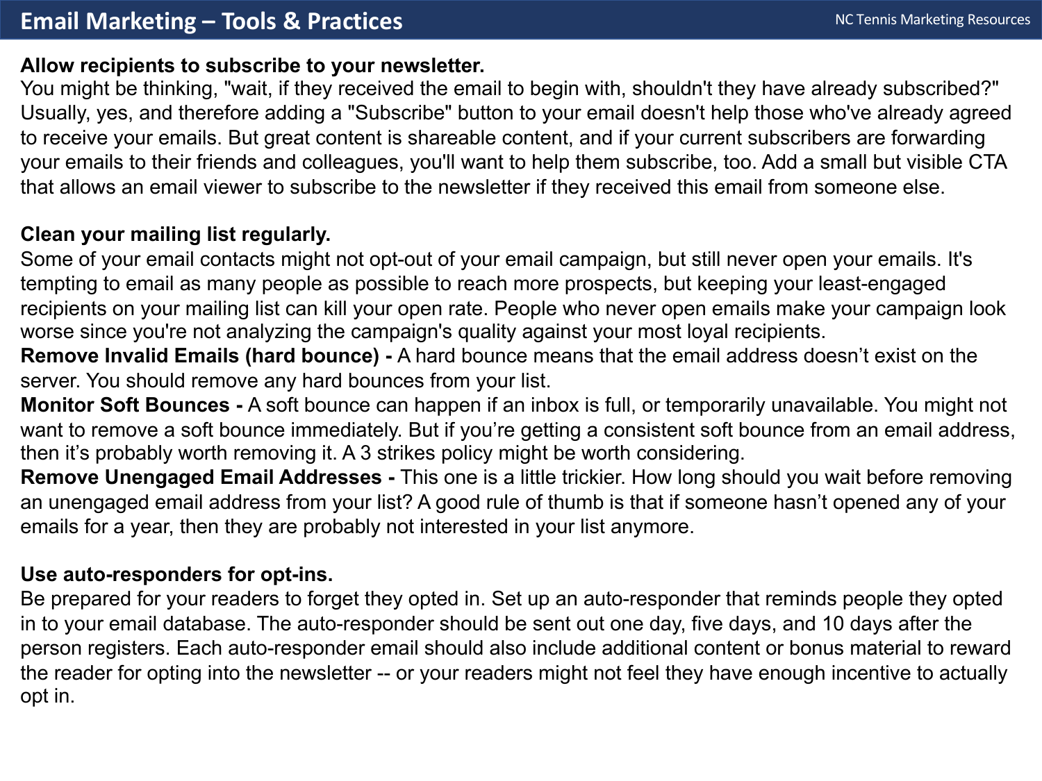# Email Marketing – Tools & Practices

**Allow recipients to subscribe to your newsletter.**
You might be thinking, "wait, if they received the email to begin with, shouldn't they have already subscribed?" Usually, yes, and therefore adding a "Subscribe" button to your email doesn't help those who've already agreed to receive your emails. But great content is shareable content, and if your current subscribers are forwarding your emails to their friends and colleagues, you'll want to help them subscribe, too. Add a small but visible CTA that allows an email viewer to subscribe to the newsletter if they received this email from someone else.

**Clean your mailing list regularly.**
Some of your email contacts might not opt-out of your email campaign, but still never open your emails. It's tempting to email as many people as possible to reach more prospects, but keeping your least-engaged recipients on your mailing list can kill your open rate. People who never open emails make your campaign look worse since you're not analyzing the campaign's quality against your most loyal recipients.
**Remove Invalid Emails (hard bounce) -** A hard bounce means that the email address doesn't exist on the server. You should remove any hard bounces from your list.
**Monitor Soft Bounces -** A soft bounce can happen if an inbox is full, or temporarily unavailable. You might not want to remove a soft bounce immediately. But if you're getting a consistent soft bounce from an email address, then it's probably worth removing it. A 3 strikes policy might be worth considering.
**Remove Unengaged Email Addresses -** This one is a little trickier. How long should you wait before removing an unengaged email address from your list? A good rule of thumb is that if someone hasn't opened any of your emails for a year, then they are probably not interested in your list anymore.

**Use auto-responders for opt-ins.**
Be prepared for your readers to forget they opted in. Set up an auto-responder that reminds people they opted in to your email database. The auto-responder should be sent out one day, five days, and 10 days after the person registers. Each auto-responder email should also include additional content or bonus material to reward the reader for opting into the newsletter -- or your readers might not feel they have enough incentive to actually opt in.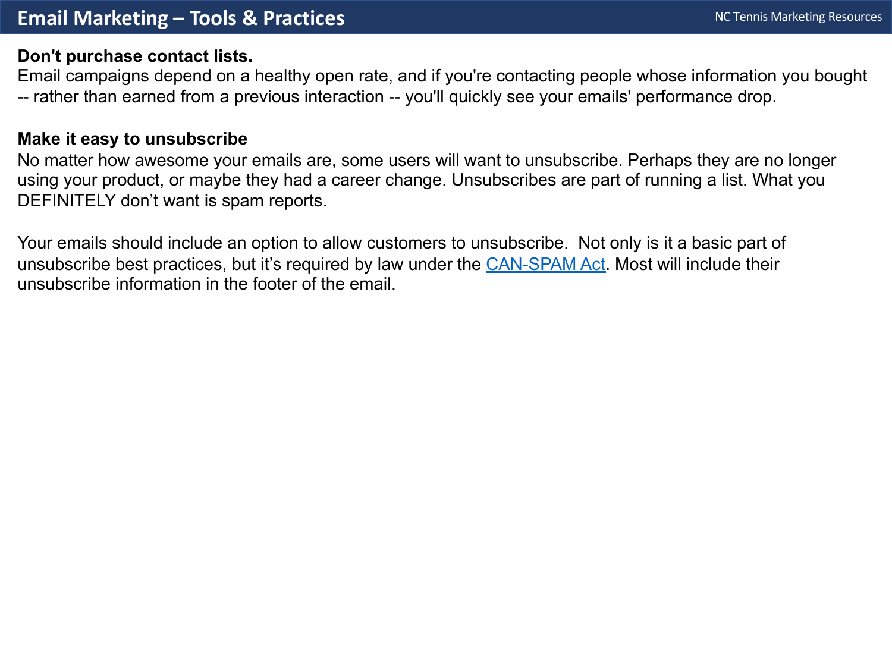# Email Marketing – Tools & Practices

**Don't purchase contact lists.**
Email campaigns depend on a healthy open rate, and if you're contacting people whose information you bought -- rather than earned from a previous interaction -- you'll quickly see your emails' performance drop.

**Make it easy to unsubscribe**
No matter how awesome your emails are, some users will want to unsubscribe. Perhaps they are no longer using your product, or maybe they had a career change. Unsubscribes are part of running a list. What you DEFINITELY don't want is spam reports.

Your emails should include an option to allow customers to unsubscribe. Not only is it a basic part of unsubscribe best practices, but it's required by law under the CAN-SPAM Act. Most will include their unsubscribe information in the footer of the email.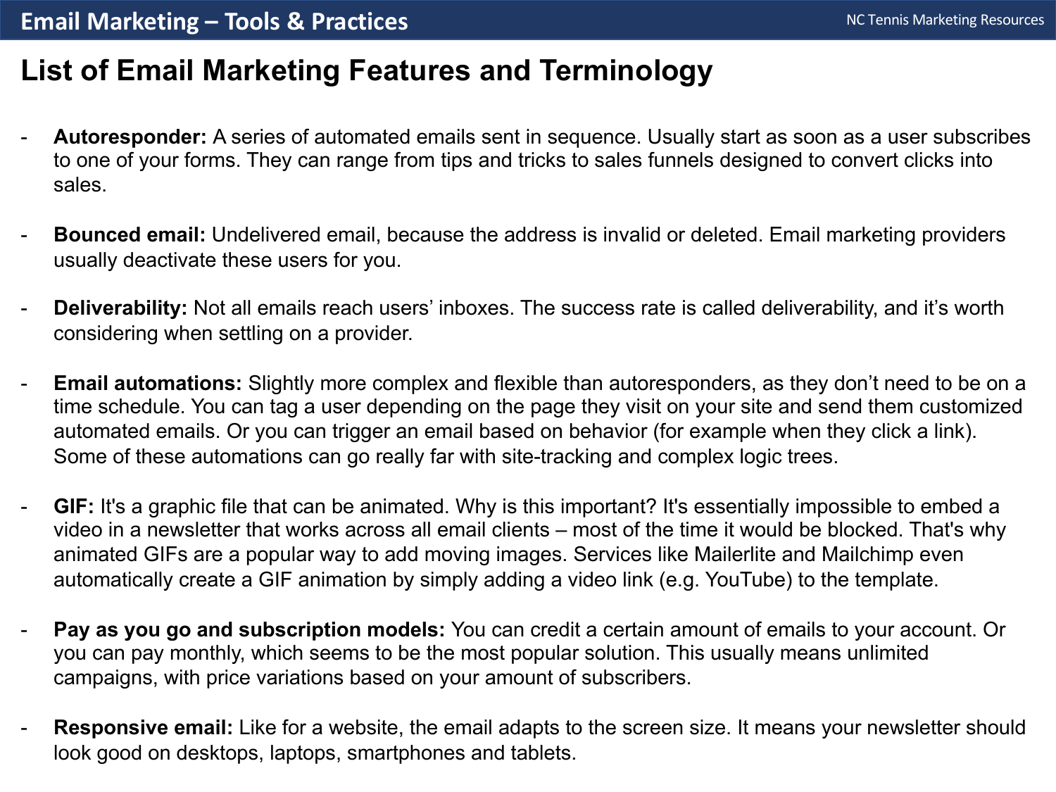# List of Email Marketing Features and Terminology

- **Autoresponder:** A series of automated emails sent in sequence. Usually start as soon as a user subscribes to one of your forms. They can range from tips and tricks to sales funnels designed to convert clicks into sales.

- **Bounced email:** Undelivered email, because the address is invalid or deleted. Email marketing providers usually deactivate these users for you.

- **Deliverability:** Not all emails reach users' inboxes. The success rate is called deliverability, and it's worth considering when settling on a provider.

- **Email automations:** Slightly more complex and flexible than autoresponders, as they don't need to be on a time schedule. You can tag a user depending on the page they visit on your site and send them customized automated emails. Or you can trigger an email based on behavior (for example when they click a link). Some of these automations can go really far with site-tracking and complex logic trees.

- **GIF:** It's a graphic file that can be animated. Why is this important? It's essentially impossible to embed a video in a newsletter that works across all email clients – most of the time it would be blocked. That's why animated GIFs are a popular way to add moving images. Services like Mailerlite and Mailchimp even automatically create a GIF animation by simply adding a video link (e.g. YouTube) to the template.

- **Pay as you go and subscription models:** You can credit a certain amount of emails to your account. Or you can pay monthly, which seems to be the most popular solution. This usually means unlimited campaigns, with price variations based on your amount of subscribers.

- **Responsive email:** Like for a website, the email adapts to the screen size. It means your newsletter should look good on desktops, laptops, smartphones and tablets.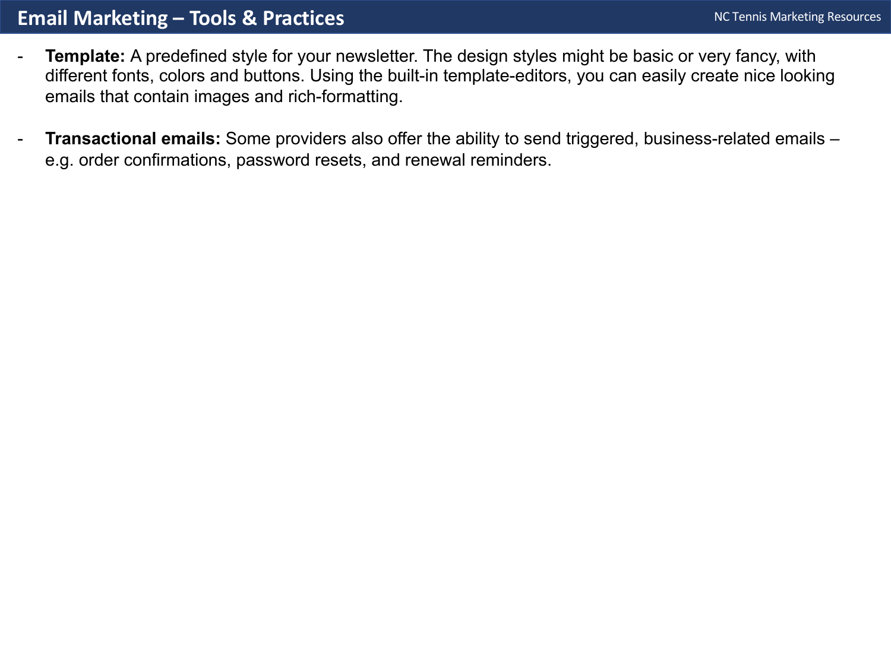# Email Marketing – Tools & Practices

- **Template:** A predefined style for your newsletter. The design styles might be basic or very fancy, with different fonts, colors and buttons. Using the built-in template-editors, you can easily create nice looking emails that contain images and rich-formatting.

- **Transactional emails:** Some providers also offer the ability to send triggered, business-related emails – e.g. order confirmations, password resets, and renewal reminders.